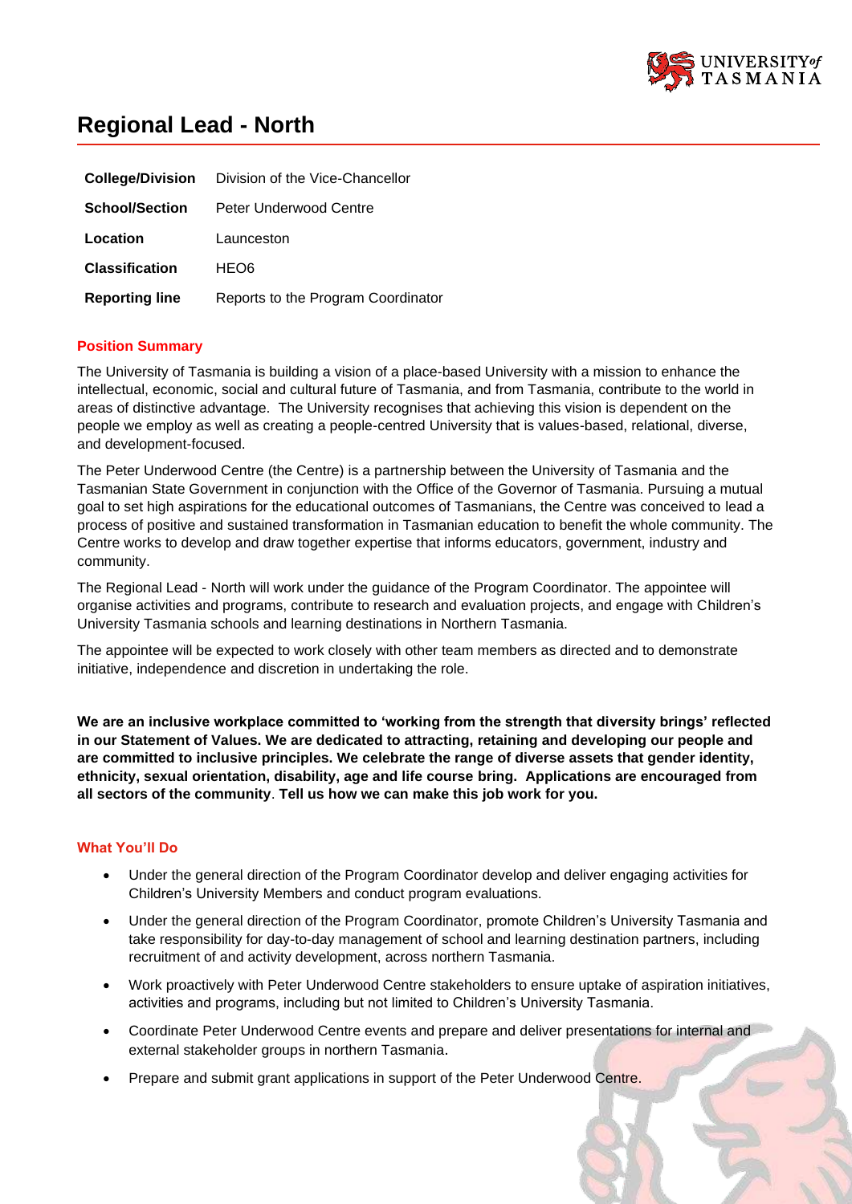# Regional Lead - North

| | |
|---|---|
| **College/Division** | Division of the Vice-Chancellor |
| **School/Section** | Peter Underwood Centre |
| **Location** | Launceston |
| **Classification** | HEO6 |
| **Reporting line** | Reports to the Program Coordinator |

## Position Summary

The University of Tasmania is building a vision of a place-based University with a mission to enhance the intellectual, economic, social and cultural future of Tasmania, and from Tasmania, contribute to the world in areas of distinctive advantage. The University recognises that achieving this vision is dependent on the people we employ as well as creating a people-centred University that is values-based, relational, diverse, and development-focused.

The Peter Underwood Centre (the Centre) is a partnership between the University of Tasmania and the Tasmanian State Government in conjunction with the Office of the Governor of Tasmania. Pursuing a mutual goal to set high aspirations for the educational outcomes of Tasmanians, the Centre was conceived to lead a process of positive and sustained transformation in Tasmanian education to benefit the whole community. The Centre works to develop and draw together expertise that informs educators, government, industry and community.

The Regional Lead - North will work under the guidance of the Program Coordinator. The appointee will organise activities and programs, contribute to research and evaluation projects, and engage with Children's University Tasmania schools and learning destinations in Northern Tasmania.

The appointee will be expected to work closely with other team members as directed and to demonstrate initiative, independence and discretion in undertaking the role.

**We are an inclusive workplace committed to 'working from the strength that diversity brings' reflected in our Statement of Values. We are dedicated to attracting, retaining and developing our people and are committed to inclusive principles. We celebrate the range of diverse assets that gender identity, ethnicity, sexual orientation, disability, age and life course bring. Applications are encouraged from all sectors of the community**. **Tell us how we can make this job work for you.**

## What You'll Do

- Under the general direction of the Program Coordinator develop and deliver engaging activities for Children's University Members and conduct program evaluations.
- Under the general direction of the Program Coordinator, promote Children's University Tasmania and take responsibility for day-to-day management of school and learning destination partners, including recruitment of and activity development, across northern Tasmania.
- Work proactively with Peter Underwood Centre stakeholders to ensure uptake of aspiration initiatives, activities and programs, including but not limited to Children's University Tasmania.
- Coordinate Peter Underwood Centre events and prepare and deliver presentations for internal and external stakeholder groups in northern Tasmania.
- Prepare and submit grant applications in support of the Peter Underwood Centre.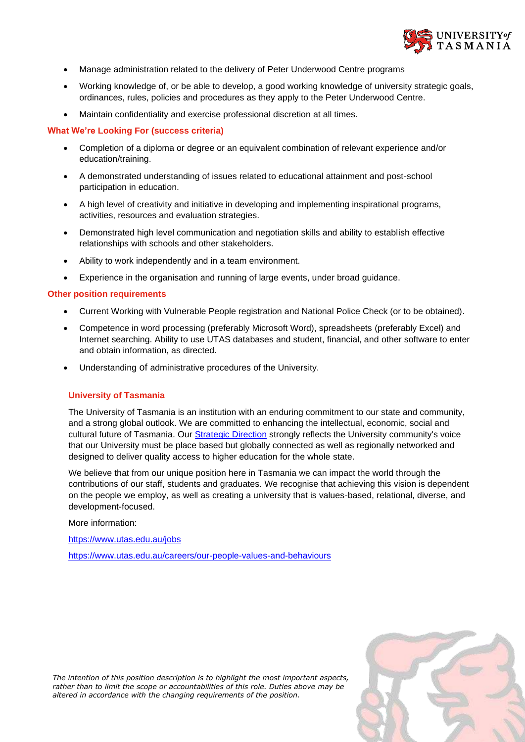- Manage administration related to the delivery of Peter Underwood Centre programs
- Working knowledge of, or be able to develop, a good working knowledge of university strategic goals, ordinances, rules, policies and procedures as they apply to the Peter Underwood Centre.
- Maintain confidentiality and exercise professional discretion at all times.

### What We're Looking For (success criteria)

- Completion of a diploma or degree or an equivalent combination of relevant experience and/or education/training.
- A demonstrated understanding of issues related to educational attainment and post-school participation in education.
- A high level of creativity and initiative in developing and implementing inspirational programs, activities, resources and evaluation strategies.
- Demonstrated high level communication and negotiation skills and ability to establish effective relationships with schools and other stakeholders.
- Ability to work independently and in a team environment.
- Experience in the organisation and running of large events, under broad guidance.

### Other position requirements

- Current Working with Vulnerable People registration and National Police Check (or to be obtained).
- Competence in word processing (preferably Microsoft Word), spreadsheets (preferably Excel) and Internet searching. Ability to use UTAS databases and student, financial, and other software to enter and obtain information, as directed.
- Understanding of administrative procedures of the University.

### University of Tasmania

The University of Tasmania is an institution with an enduring commitment to our state and community, and a strong global outlook. We are committed to enhancing the intellectual, economic, social and cultural future of Tasmania. Our Strategic Direction strongly reflects the University community's voice that our University must be place based but globally connected as well as regionally networked and designed to deliver quality access to higher education for the whole state.

We believe that from our unique position here in Tasmania we can impact the world through the contributions of our staff, students and graduates. We recognise that achieving this vision is dependent on the people we employ, as well as creating a university that is values-based, relational, diverse, and development-focused.

More information:

https://www.utas.edu.au/jobs

https://www.utas.edu.au/careers/our-people-values-and-behaviours

*The intention of this position description is to highlight the most important aspects, rather than to limit the scope or accountabilities of this role. Duties above may be altered in accordance with the changing requirements of the position.*